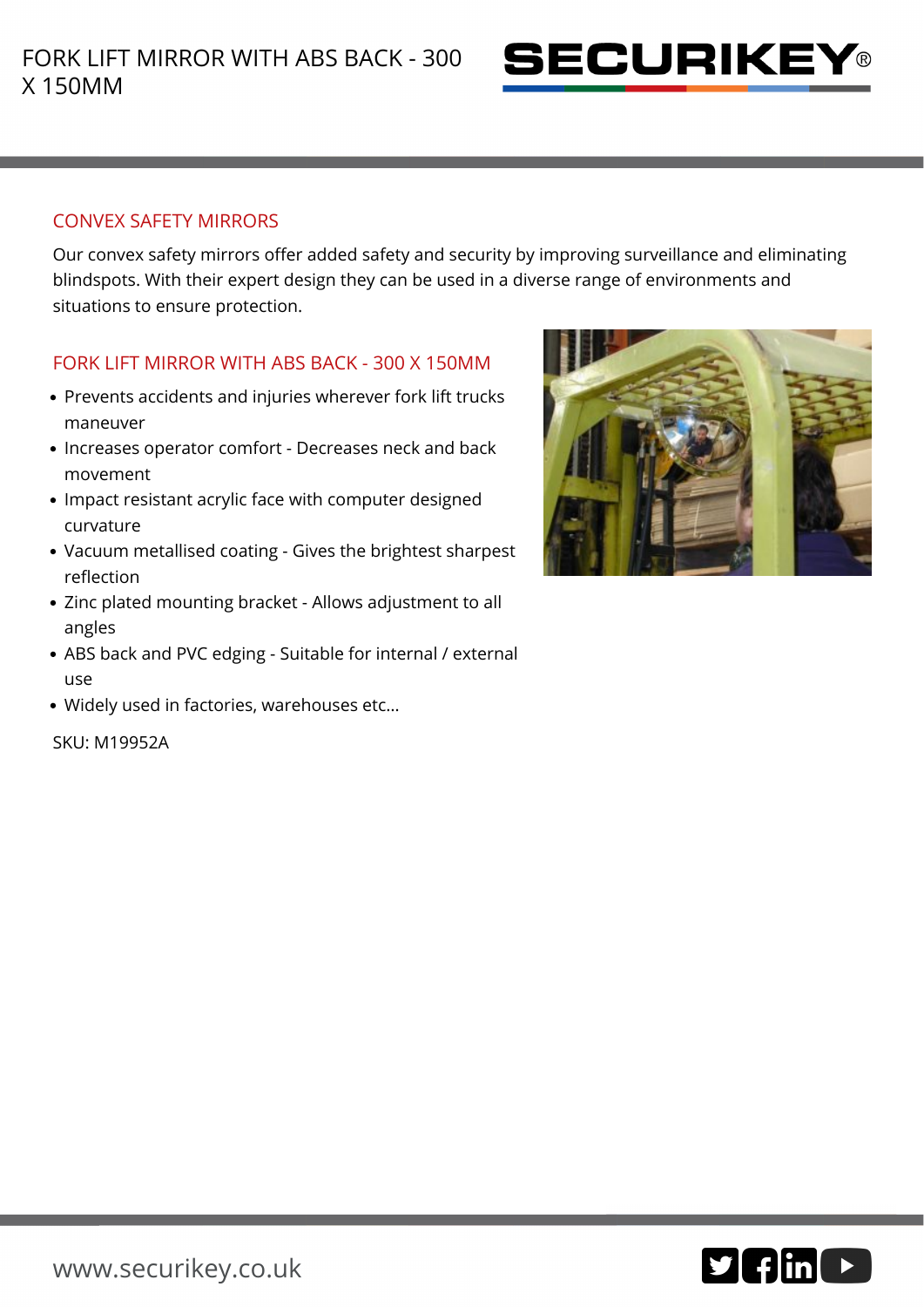# FORK LIFT MIRROR WITH ABS BACK - 300 X 150MM

## CONVEX SAFETY MIRRORS

Our convex safety mirrors offer added safety and security by improving surveillance and eliminating blindspots. With their expert design they can be used in a diverse range of environments and situations to ensure protection.

## FORK LIFT MIRROR WITH ABS BACK - 300 X 150MM

- Prevents accidents and injuries wherever fork lift trucks maneuver
- Increases operator comfort - Decreases neck and back movement
- Impact resistant acrylic face with computer designed curvature
- Vacuum metallised coating - Gives the brightest sharpest reflection
- Zinc plated mounting bracket - Allows adjustment to all angles
- ABS back and PVC edging - Suitable for internal / external use
- Widely used in factories, warehouses etc...

SKU: M19952A

www.securikey.co.uk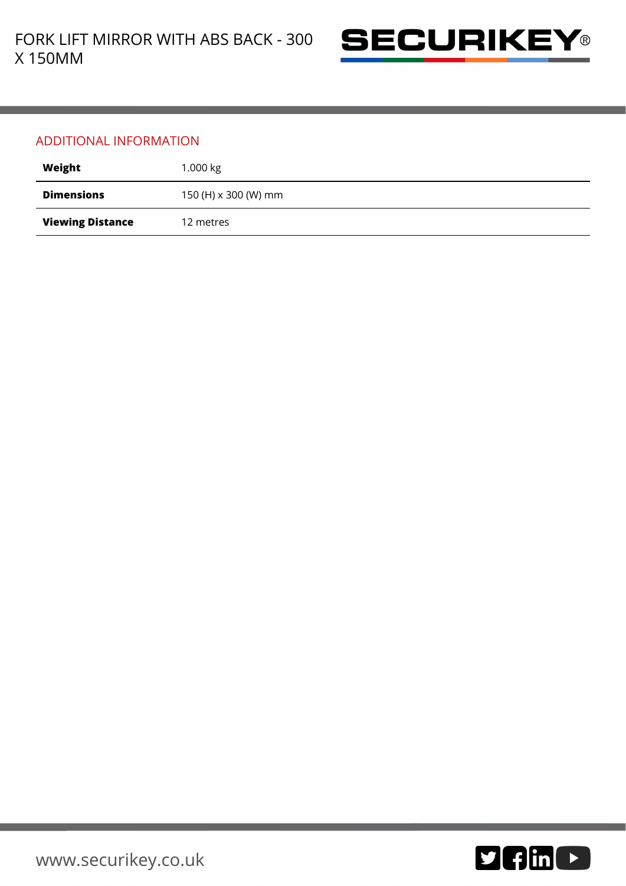## ADDITIONAL INFORMATION

| | |
|---|---|
| **Weight** | 1.000 kg |
| **Dimensions** | 150 (H) x 300 (W) mm |
| **Viewing Distance** | 12 metres |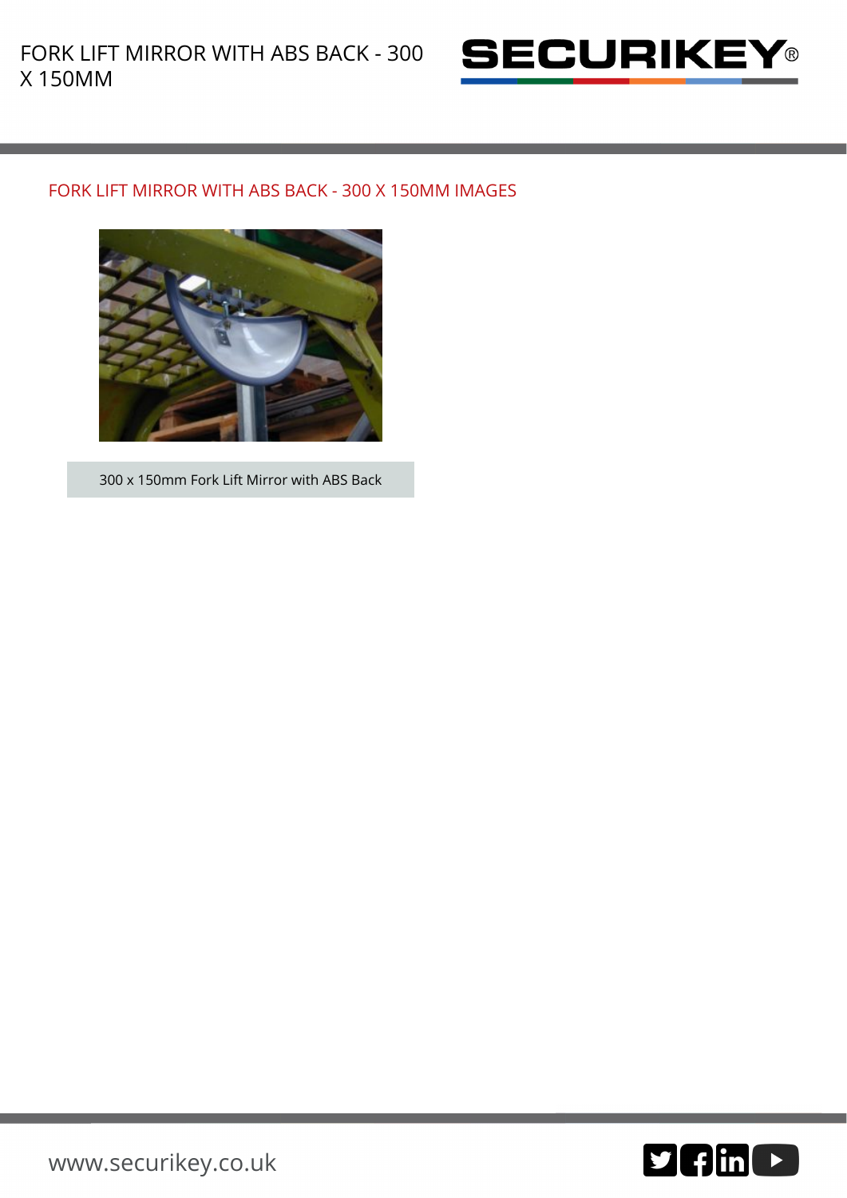## FORK LIFT MIRROR WITH ABS BACK - 300 X 150MM IMAGES

300 x 150mm Fork Lift Mirror with ABS Back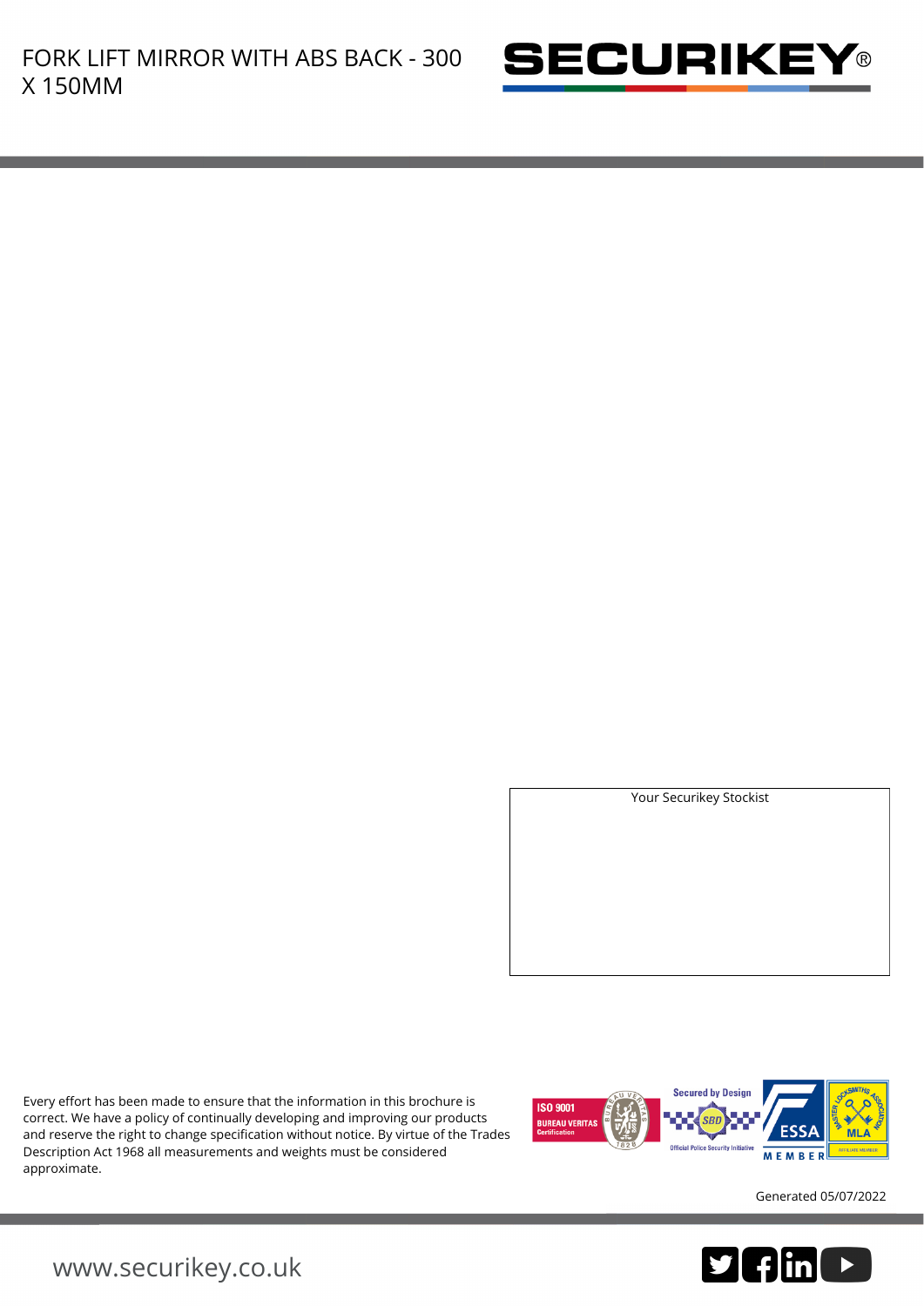# FORK LIFT MIRROR WITH ABS BACK - 300 X 150MM

Your Securikey Stockist

Every effort has been made to ensure that the information in this brochure is correct. We have a policy of continually developing and improving our products and reserve the right to change specification without notice. By virtue of the Trades Description Act 1968 all measurements and weights must be considered approximate.

Generated 05/07/2022

www.securikey.co.uk